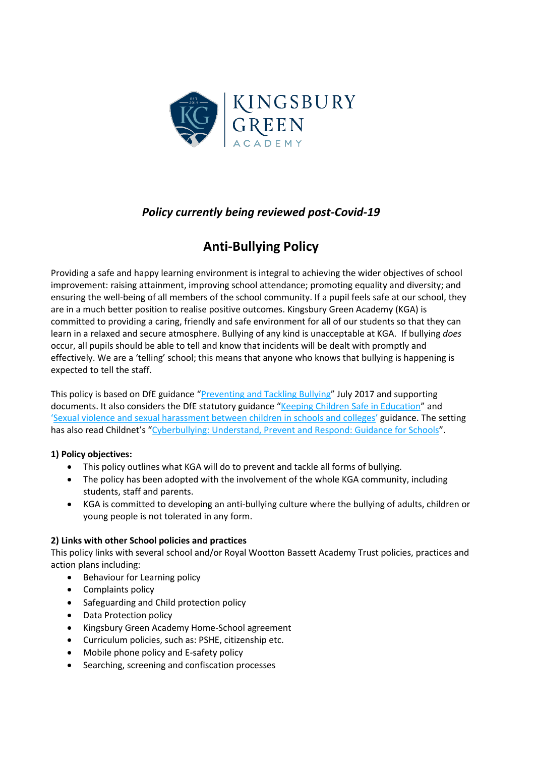*Policy currently being reviewed post-Covid-19*

# Anti-Bullying Policy

Providing a safe and happy learning environment is integral to achieving the wider objectives of school improvement: raising attainment, improving school attendance; promoting equality and diversity; and ensuring the well-being of all members of the school community. If a pupil feels safe at our school, they are in a much better position to realise positive outcomes. Kingsbury Green Academy (KGA) is committed to providing a caring, friendly and safe environment for all of our students so that they can learn in a relaxed and secure atmosphere. Bullying of any kind is unacceptable at KGA. If bullying *does* occur, all pupils should be able to tell and know that incidents will be dealt with promptly and effectively. We are a 'telling' school; this means that anyone who knows that bullying is happening is expected to tell the staff.

This policy is based on DfE guidance "Preventing and Tackling Bullying" July 2017 and supporting documents. It also considers the DfE statutory guidance "Keeping Children Safe in Education" and 'Sexual violence and sexual harassment between children in schools and colleges' guidance. The setting has also read Childnet's "Cyberbullying: Understand, Prevent and Respond: Guidance for Schools".

**1) Policy objectives:**

- This policy outlines what KGA will do to prevent and tackle all forms of bullying.
- The policy has been adopted with the involvement of the whole KGA community, including students, staff and parents.
- KGA is committed to developing an anti-bullying culture where the bullying of adults, children or young people is not tolerated in any form.

**2) Links with other School policies and practices**

This policy links with several school and/or Royal Wootton Bassett Academy Trust policies, practices and action plans including:

- Behaviour for Learning policy
- Complaints policy
- Safeguarding and Child protection policy
- Data Protection policy
- Kingsbury Green Academy Home-School agreement
- Curriculum policies, such as: PSHE, citizenship etc.
- Mobile phone policy and E-safety policy
- Searching, screening and confiscation processes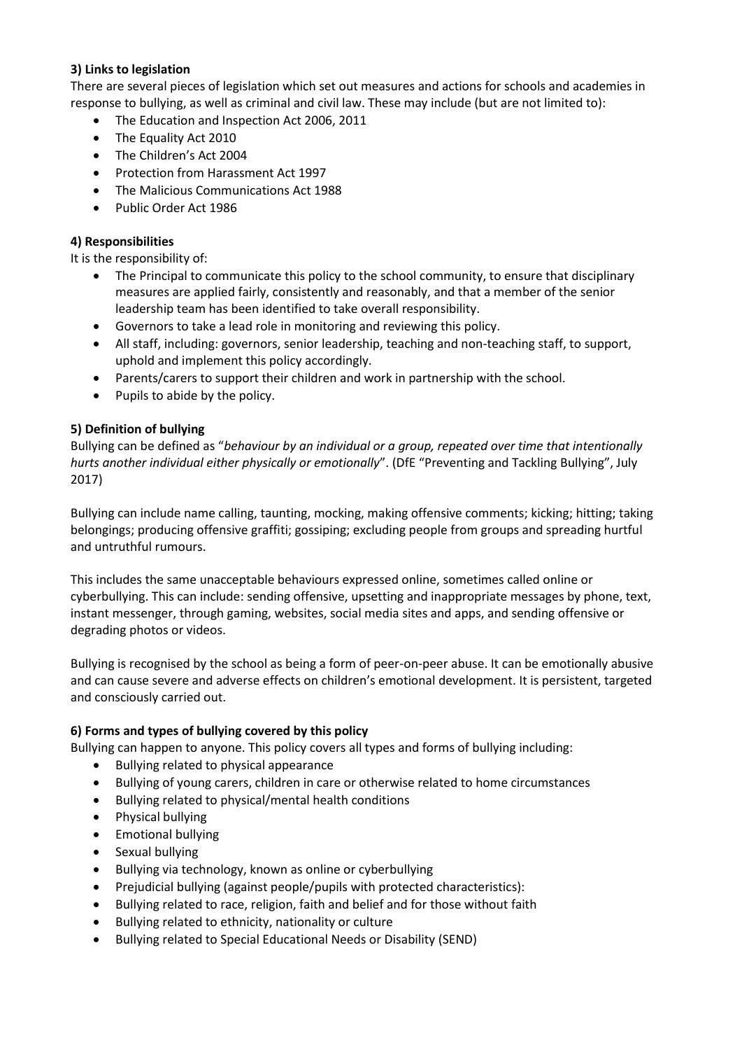**3) Links to legislation**

There are several pieces of legislation which set out measures and actions for schools and academies in response to bullying, as well as criminal and civil law. These may include (but are not limited to):

- The Education and Inspection Act 2006, 2011
- The Equality Act 2010
- The Children's Act 2004
- Protection from Harassment Act 1997
- The Malicious Communications Act 1988
- Public Order Act 1986

**4) Responsibilities**

It is the responsibility of:

- The Principal to communicate this policy to the school community, to ensure that disciplinary measures are applied fairly, consistently and reasonably, and that a member of the senior leadership team has been identified to take overall responsibility.
- Governors to take a lead role in monitoring and reviewing this policy.
- All staff, including: governors, senior leadership, teaching and non-teaching staff, to support, uphold and implement this policy accordingly.
- Parents/carers to support their children and work in partnership with the school.
- Pupils to abide by the policy.

**5) Definition of bullying**

Bullying can be defined as "*behaviour by an individual or a group, repeated over time that intentionally hurts another individual either physically or emotionally*". (DfE "Preventing and Tackling Bullying", July 2017)

Bullying can include name calling, taunting, mocking, making offensive comments; kicking; hitting; taking belongings; producing offensive graffiti; gossiping; excluding people from groups and spreading hurtful and untruthful rumours.

This includes the same unacceptable behaviours expressed online, sometimes called online or cyberbullying. This can include: sending offensive, upsetting and inappropriate messages by phone, text, instant messenger, through gaming, websites, social media sites and apps, and sending offensive or degrading photos or videos.

Bullying is recognised by the school as being a form of peer-on-peer abuse. It can be emotionally abusive and can cause severe and adverse effects on children's emotional development. It is persistent, targeted and consciously carried out.

**6) Forms and types of bullying covered by this policy**

Bullying can happen to anyone. This policy covers all types and forms of bullying including:

- Bullying related to physical appearance
- Bullying of young carers, children in care or otherwise related to home circumstances
- Bullying related to physical/mental health conditions
- Physical bullying
- Emotional bullying
- Sexual bullying
- Bullying via technology, known as online or cyberbullying
- Prejudicial bullying (against people/pupils with protected characteristics):
- Bullying related to race, religion, faith and belief and for those without faith
- Bullying related to ethnicity, nationality or culture
- Bullying related to Special Educational Needs or Disability (SEND)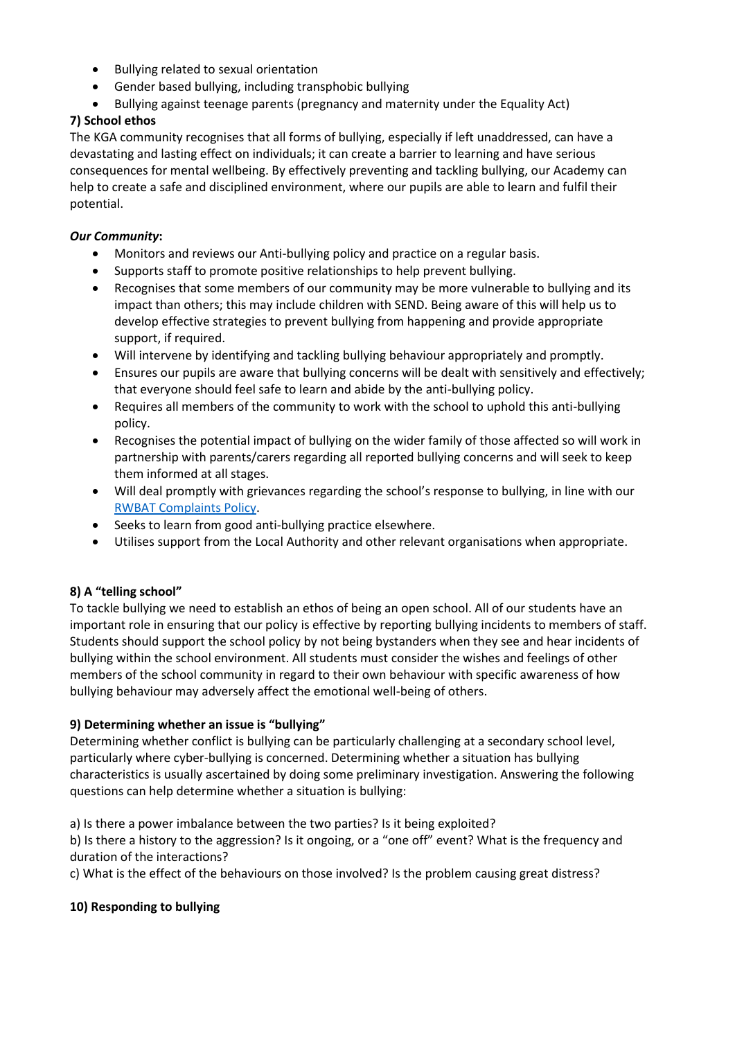- Bullying related to sexual orientation
- Gender based bullying, including transphobic bullying
- Bullying against teenage parents (pregnancy and maternity under the Equality Act)

**7) School ethos**

The KGA community recognises that all forms of bullying, especially if left unaddressed, can have a devastating and lasting effect on individuals; it can create a barrier to learning and have serious consequences for mental wellbeing. By effectively preventing and tackling bullying, our Academy can help to create a safe and disciplined environment, where our pupils are able to learn and fulfil their potential.

***Our Community*:**

- Monitors and reviews our Anti-bullying policy and practice on a regular basis.
- Supports staff to promote positive relationships to help prevent bullying.
- Recognises that some members of our community may be more vulnerable to bullying and its impact than others; this may include children with SEND. Being aware of this will help us to develop effective strategies to prevent bullying from happening and provide appropriate support, if required.
- Will intervene by identifying and tackling bullying behaviour appropriately and promptly.
- Ensures our pupils are aware that bullying concerns will be dealt with sensitively and effectively; that everyone should feel safe to learn and abide by the anti-bullying policy.
- Requires all members of the community to work with the school to uphold this anti-bullying policy.
- Recognises the potential impact of bullying on the wider family of those affected so will work in partnership with parents/carers regarding all reported bullying concerns and will seek to keep them informed at all stages.
- Will deal promptly with grievances regarding the school's response to bullying, in line with our RWBAT Complaints Policy.
- Seeks to learn from good anti-bullying practice elsewhere.
- Utilises support from the Local Authority and other relevant organisations when appropriate.

**8) A "telling school"**

To tackle bullying we need to establish an ethos of being an open school. All of our students have an important role in ensuring that our policy is effective by reporting bullying incidents to members of staff. Students should support the school policy by not being bystanders when they see and hear incidents of bullying within the school environment. All students must consider the wishes and feelings of other members of the school community in regard to their own behaviour with specific awareness of how bullying behaviour may adversely affect the emotional well-being of others.

**9) Determining whether an issue is "bullying"**

Determining whether conflict is bullying can be particularly challenging at a secondary school level, particularly where cyber-bullying is concerned. Determining whether a situation has bullying characteristics is usually ascertained by doing some preliminary investigation. Answering the following questions can help determine whether a situation is bullying:

a) Is there a power imbalance between the two parties? Is it being exploited?
b) Is there a history to the aggression? Is it ongoing, or a "one off" event? What is the frequency and duration of the interactions?
c) What is the effect of the behaviours on those involved? Is the problem causing great distress?

**10) Responding to bullying**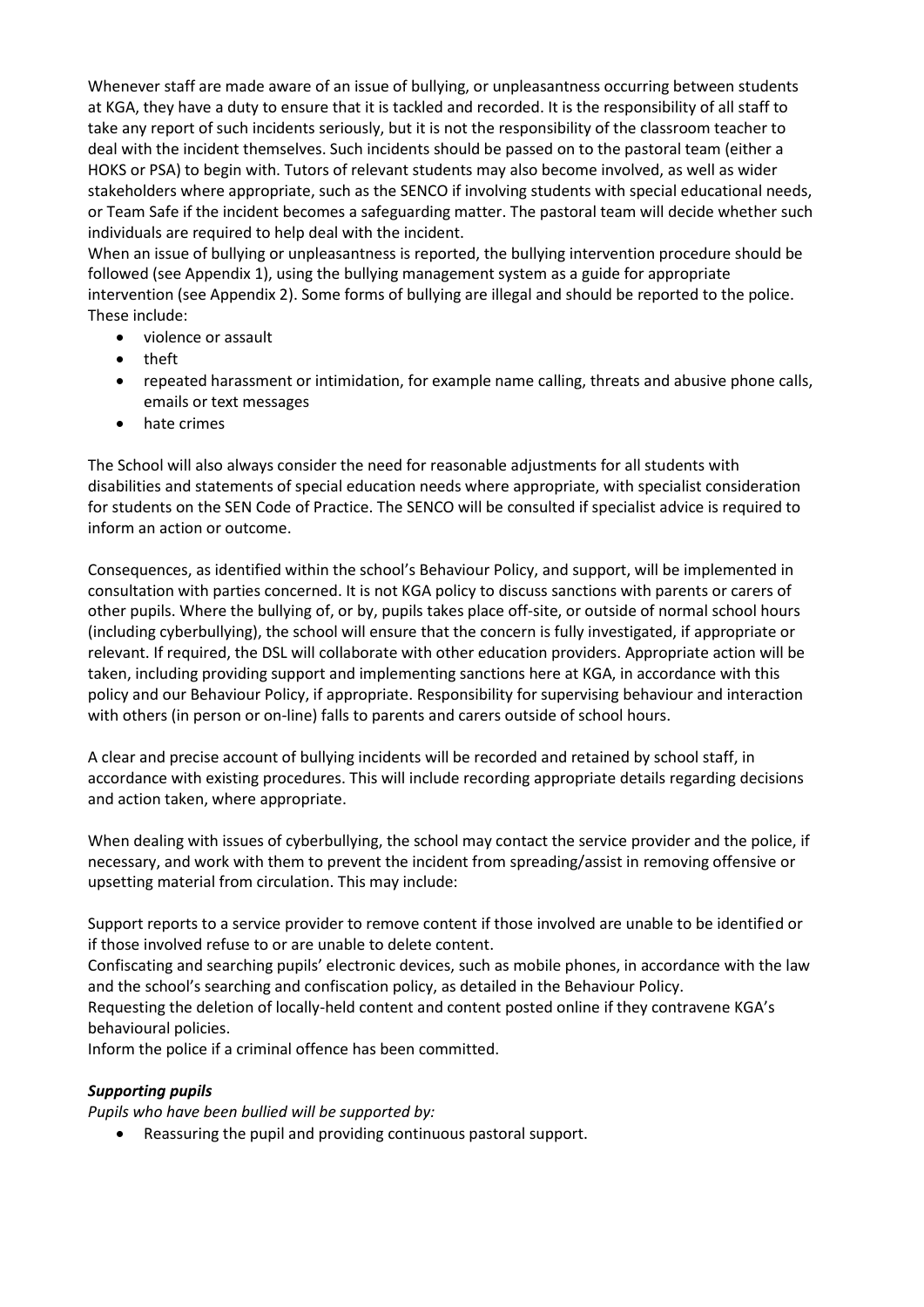Whenever staff are made aware of an issue of bullying, or unpleasantness occurring between students at KGA, they have a duty to ensure that it is tackled and recorded. It is the responsibility of all staff to take any report of such incidents seriously, but it is not the responsibility of the classroom teacher to deal with the incident themselves. Such incidents should be passed on to the pastoral team (either a HOKS or PSA) to begin with. Tutors of relevant students may also become involved, as well as wider stakeholders where appropriate, such as the SENCO if involving students with special educational needs, or Team Safe if the incident becomes a safeguarding matter. The pastoral team will decide whether such individuals are required to help deal with the incident.

When an issue of bullying or unpleasantness is reported, the bullying intervention procedure should be followed (see Appendix 1), using the bullying management system as a guide for appropriate intervention (see Appendix 2). Some forms of bullying are illegal and should be reported to the police. These include:

- violence or assault
- theft
- repeated harassment or intimidation, for example name calling, threats and abusive phone calls, emails or text messages
- hate crimes

The School will also always consider the need for reasonable adjustments for all students with disabilities and statements of special education needs where appropriate, with specialist consideration for students on the SEN Code of Practice. The SENCO will be consulted if specialist advice is required to inform an action or outcome.

Consequences, as identified within the school's Behaviour Policy, and support, will be implemented in consultation with parties concerned. It is not KGA policy to discuss sanctions with parents or carers of other pupils. Where the bullying of, or by, pupils takes place off-site, or outside of normal school hours (including cyberbullying), the school will ensure that the concern is fully investigated, if appropriate or relevant. If required, the DSL will collaborate with other education providers. Appropriate action will be taken, including providing support and implementing sanctions here at KGA, in accordance with this policy and our Behaviour Policy, if appropriate. Responsibility for supervising behaviour and interaction with others (in person or on-line) falls to parents and carers outside of school hours.

A clear and precise account of bullying incidents will be recorded and retained by school staff, in accordance with existing procedures. This will include recording appropriate details regarding decisions and action taken, where appropriate.

When dealing with issues of cyberbullying, the school may contact the service provider and the police, if necessary, and work with them to prevent the incident from spreading/assist in removing offensive or upsetting material from circulation. This may include:

Support reports to a service provider to remove content if those involved are unable to be identified or if those involved refuse to or are unable to delete content.

Confiscating and searching pupils' electronic devices, such as mobile phones, in accordance with the law and the school's searching and confiscation policy, as detailed in the Behaviour Policy.

Requesting the deletion of locally-held content and content posted online if they contravene KGA's behavioural policies.

Inform the police if a criminal offence has been committed.

***Supporting pupils***

*Pupils who have been bullied will be supported by:*

- Reassuring the pupil and providing continuous pastoral support.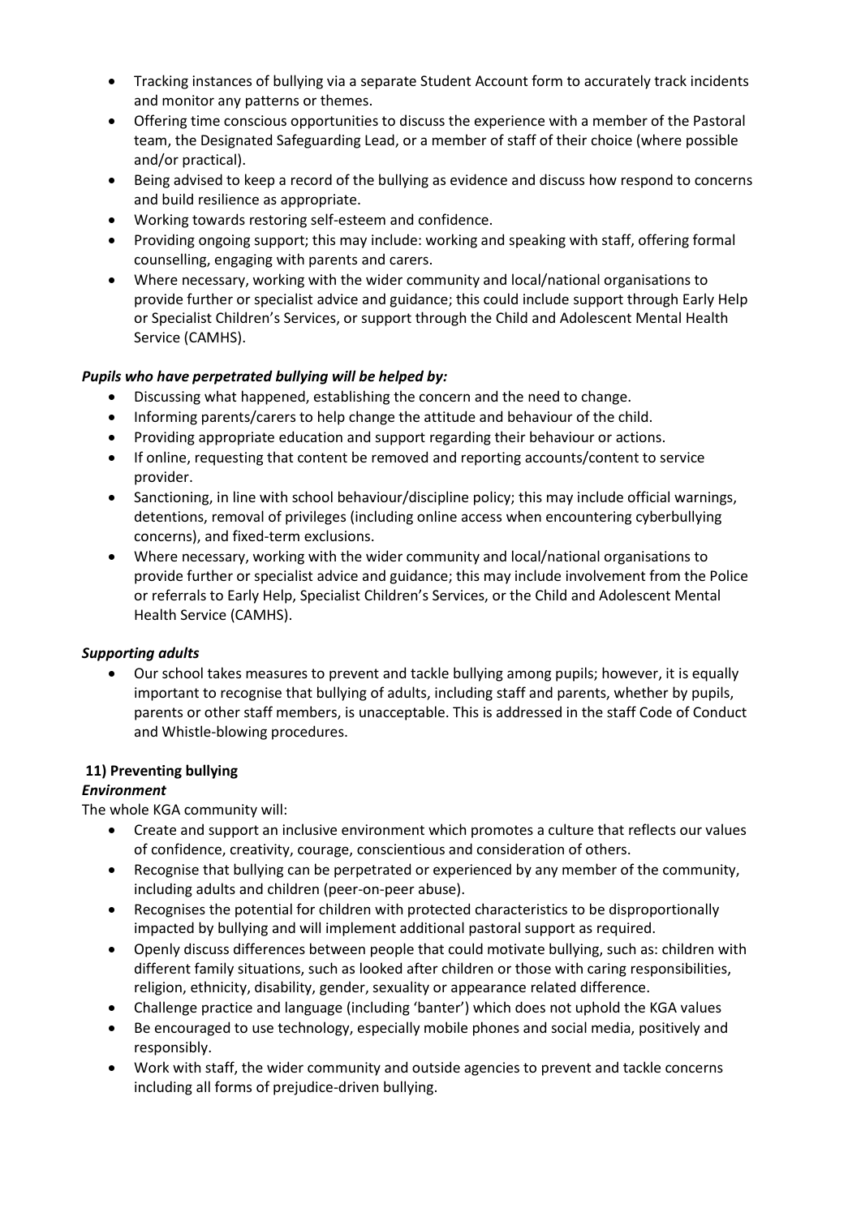- Tracking instances of bullying via a separate Student Account form to accurately track incidents and monitor any patterns or themes.
- Offering time conscious opportunities to discuss the experience with a member of the Pastoral team, the Designated Safeguarding Lead, or a member of staff of their choice (where possible and/or practical).
- Being advised to keep a record of the bullying as evidence and discuss how respond to concerns and build resilience as appropriate.
- Working towards restoring self-esteem and confidence.
- Providing ongoing support; this may include: working and speaking with staff, offering formal counselling, engaging with parents and carers.
- Where necessary, working with the wider community and local/national organisations to provide further or specialist advice and guidance; this could include support through Early Help or Specialist Children's Services, or support through the Child and Adolescent Mental Health Service (CAMHS).

***Pupils who have perpetrated bullying will be helped by:***

- Discussing what happened, establishing the concern and the need to change.
- Informing parents/carers to help change the attitude and behaviour of the child.
- Providing appropriate education and support regarding their behaviour or actions.
- If online, requesting that content be removed and reporting accounts/content to service provider.
- Sanctioning, in line with school behaviour/discipline policy; this may include official warnings, detentions, removal of privileges (including online access when encountering cyberbullying concerns), and fixed-term exclusions.
- Where necessary, working with the wider community and local/national organisations to provide further or specialist advice and guidance; this may include involvement from the Police or referrals to Early Help, Specialist Children's Services, or the Child and Adolescent Mental Health Service (CAMHS).

***Supporting adults***

- Our school takes measures to prevent and tackle bullying among pupils; however, it is equally important to recognise that bullying of adults, including staff and parents, whether by pupils, parents or other staff members, is unacceptable. This is addressed in the staff Code of Conduct and Whistle-blowing procedures.

## 11) Preventing bullying

***Environment***

The whole KGA community will:

- Create and support an inclusive environment which promotes a culture that reflects our values of confidence, creativity, courage, conscientious and consideration of others.
- Recognise that bullying can be perpetrated or experienced by any member of the community, including adults and children (peer-on-peer abuse).
- Recognises the potential for children with protected characteristics to be disproportionally impacted by bullying and will implement additional pastoral support as required.
- Openly discuss differences between people that could motivate bullying, such as: children with different family situations, such as looked after children or those with caring responsibilities, religion, ethnicity, disability, gender, sexuality or appearance related difference.
- Challenge practice and language (including 'banter') which does not uphold the KGA values
- Be encouraged to use technology, especially mobile phones and social media, positively and responsibly.
- Work with staff, the wider community and outside agencies to prevent and tackle concerns including all forms of prejudice-driven bullying.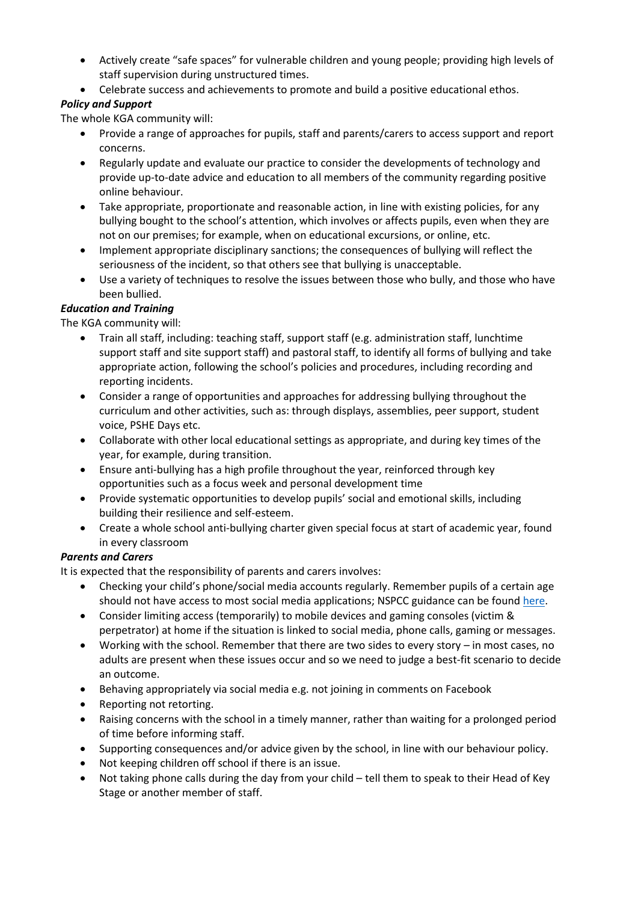- Actively create “safe spaces” for vulnerable children and young people; providing high levels of staff supervision during unstructured times.
- Celebrate success and achievements to promote and build a positive educational ethos.

***Policy and Support***

The whole KGA community will:

- Provide a range of approaches for pupils, staff and parents/carers to access support and report concerns.
- Regularly update and evaluate our practice to consider the developments of technology and provide up-to-date advice and education to all members of the community regarding positive online behaviour.
- Take appropriate, proportionate and reasonable action, in line with existing policies, for any bullying bought to the school’s attention, which involves or affects pupils, even when they are not on our premises; for example, when on educational excursions, or online, etc.
- Implement appropriate disciplinary sanctions; the consequences of bullying will reflect the seriousness of the incident, so that others see that bullying is unacceptable.
- Use a variety of techniques to resolve the issues between those who bully, and those who have been bullied.

***Education and Training***

The KGA community will:

- Train all staff, including: teaching staff, support staff (e.g. administration staff, lunchtime support staff and site support staff) and pastoral staff, to identify all forms of bullying and take appropriate action, following the school’s policies and procedures, including recording and reporting incidents.
- Consider a range of opportunities and approaches for addressing bullying throughout the curriculum and other activities, such as: through displays, assemblies, peer support, student voice, PSHE Days etc.
- Collaborate with other local educational settings as appropriate, and during key times of the year, for example, during transition.
- Ensure anti-bullying has a high profile throughout the year, reinforced through key opportunities such as a focus week and personal development time
- Provide systematic opportunities to develop pupils’ social and emotional skills, including building their resilience and self-esteem.
- Create a whole school anti-bullying charter given special focus at start of academic year, found in every classroom

***Parents and Carers***

It is expected that the responsibility of parents and carers involves:

- Checking your child’s phone/social media accounts regularly. Remember pupils of a certain age should not have access to most social media applications; NSPCC guidance can be found here.
- Consider limiting access (temporarily) to mobile devices and gaming consoles (victim & perpetrator) at home if the situation is linked to social media, phone calls, gaming or messages.
- Working with the school. Remember that there are two sides to every story – in most cases, no adults are present when these issues occur and so we need to judge a best-fit scenario to decide an outcome.
- Behaving appropriately via social media e.g. not joining in comments on Facebook
- Reporting not retorting.
- Raising concerns with the school in a timely manner, rather than waiting for a prolonged period of time before informing staff.
- Supporting consequences and/or advice given by the school, in line with our behaviour policy.
- Not keeping children off school if there is an issue.
- Not taking phone calls during the day from your child – tell them to speak to their Head of Key Stage or another member of staff.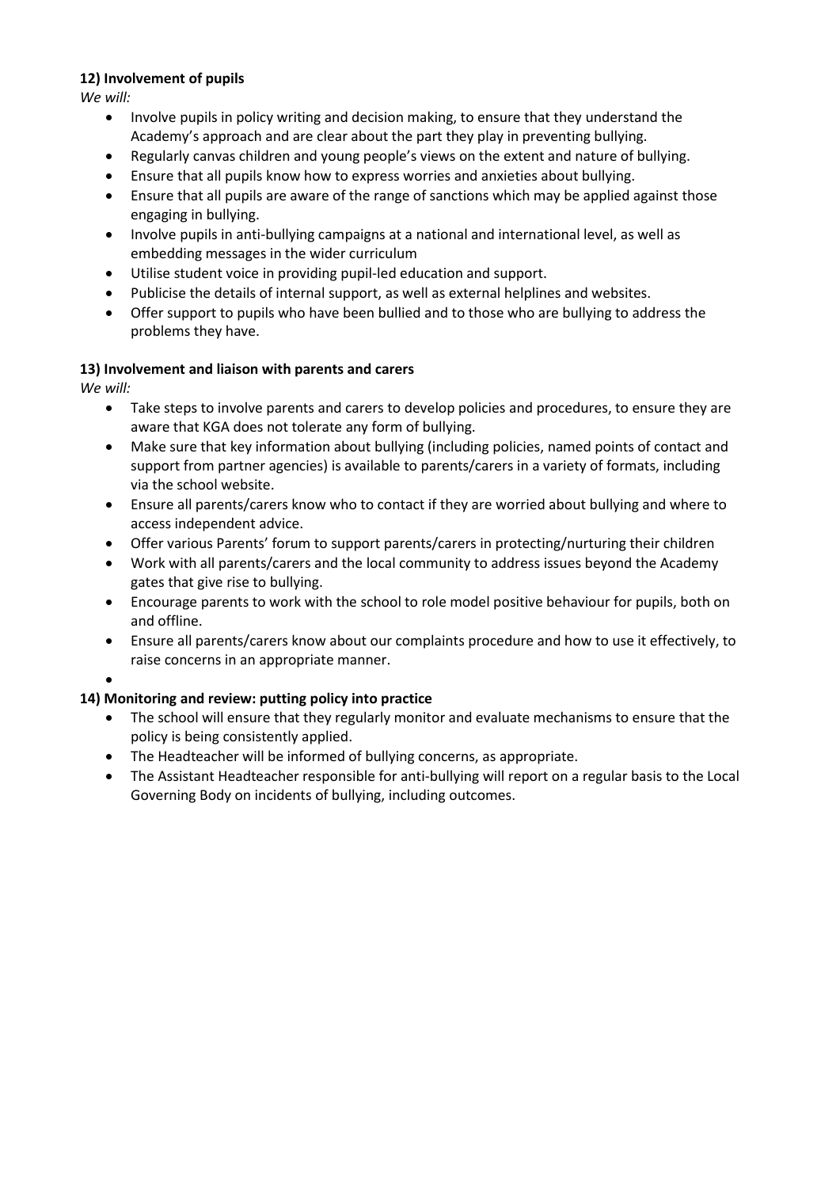**12) Involvement of pupils**

*We will:*

- Involve pupils in policy writing and decision making, to ensure that they understand the Academy's approach and are clear about the part they play in preventing bullying.
- Regularly canvas children and young people's views on the extent and nature of bullying.
- Ensure that all pupils know how to express worries and anxieties about bullying.
- Ensure that all pupils are aware of the range of sanctions which may be applied against those engaging in bullying.
- Involve pupils in anti-bullying campaigns at a national and international level, as well as embedding messages in the wider curriculum
- Utilise student voice in providing pupil-led education and support.
- Publicise the details of internal support, as well as external helplines and websites.
- Offer support to pupils who have been bullied and to those who are bullying to address the problems they have.

**13) Involvement and liaison with parents and carers**

*We will:*

- Take steps to involve parents and carers to develop policies and procedures, to ensure they are aware that KGA does not tolerate any form of bullying.
- Make sure that key information about bullying (including policies, named points of contact and support from partner agencies) is available to parents/carers in a variety of formats, including via the school website.
- Ensure all parents/carers know who to contact if they are worried about bullying and where to access independent advice.
- Offer various Parents' forum to support parents/carers in protecting/nurturing their children
- Work with all parents/carers and the local community to address issues beyond the Academy gates that give rise to bullying.
- Encourage parents to work with the school to role model positive behaviour for pupils, both on and offline.
- Ensure all parents/carers know about our complaints procedure and how to use it effectively, to raise concerns in an appropriate manner.

**14) Monitoring and review: putting policy into practice**

- The school will ensure that they regularly monitor and evaluate mechanisms to ensure that the policy is being consistently applied.
- The Headteacher will be informed of bullying concerns, as appropriate.
- The Assistant Headteacher responsible for anti-bullying will report on a regular basis to the Local Governing Body on incidents of bullying, including outcomes.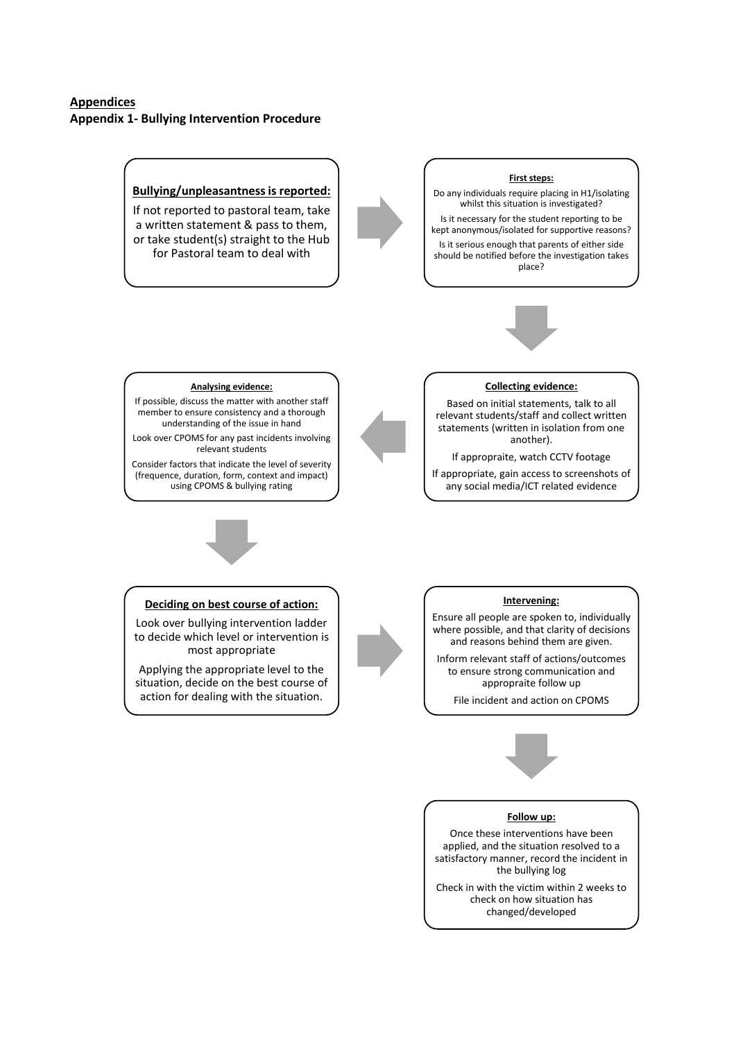## Appendices

### Appendix 1- Bullying Intervention Procedure

**Bullying/unpleasantness is reported:**

If not reported to pastoral team, take a written statement & pass to them, or take student(s) straight to the Hub for Pastoral team to deal with

**First steps:**

Do any individuals require placing in H1/isolating whilst this situation is investigated?

Is it necessary for the student reporting to be kept anonymous/isolated for supportive reasons?

Is it serious enough that parents of either side should be notified before the investigation takes place?

**Collecting evidence:**

Based on initial statements, talk to all relevant students/staff and collect written statements (written in isolation from one another).

If appropraite, watch CCTV footage

If appropriate, gain access to screenshots of any social media/ICT related evidence

**Analysing evidence:**

If possible, discuss the matter with another staff member to ensure consistency and a thorough understanding of the issue in hand

Look over CPOMS for any past incidents involving relevant students

Consider factors that indicate the level of severity (frequence, duration, form, context and impact) using CPOMS & bullying rating

**Deciding on best course of action:**

Look over bullying intervention ladder to decide which level or intervention is most appropriate

Applying the appropriate level to the situation, decide on the best course of action for dealing with the situation.

**Intervening:**

Ensure all people are spoken to, individually where possible, and that clarity of decisions and reasons behind them are given.

Inform relevant staff of actions/outcomes to ensure strong communication and appropraite follow up

File incident and action on CPOMS

**Follow up:**

Once these interventions have been applied, and the situation resolved to a satisfactory manner, record the incident in the bullying log

Check in with the victim within 2 weeks to check on how situation has changed/developed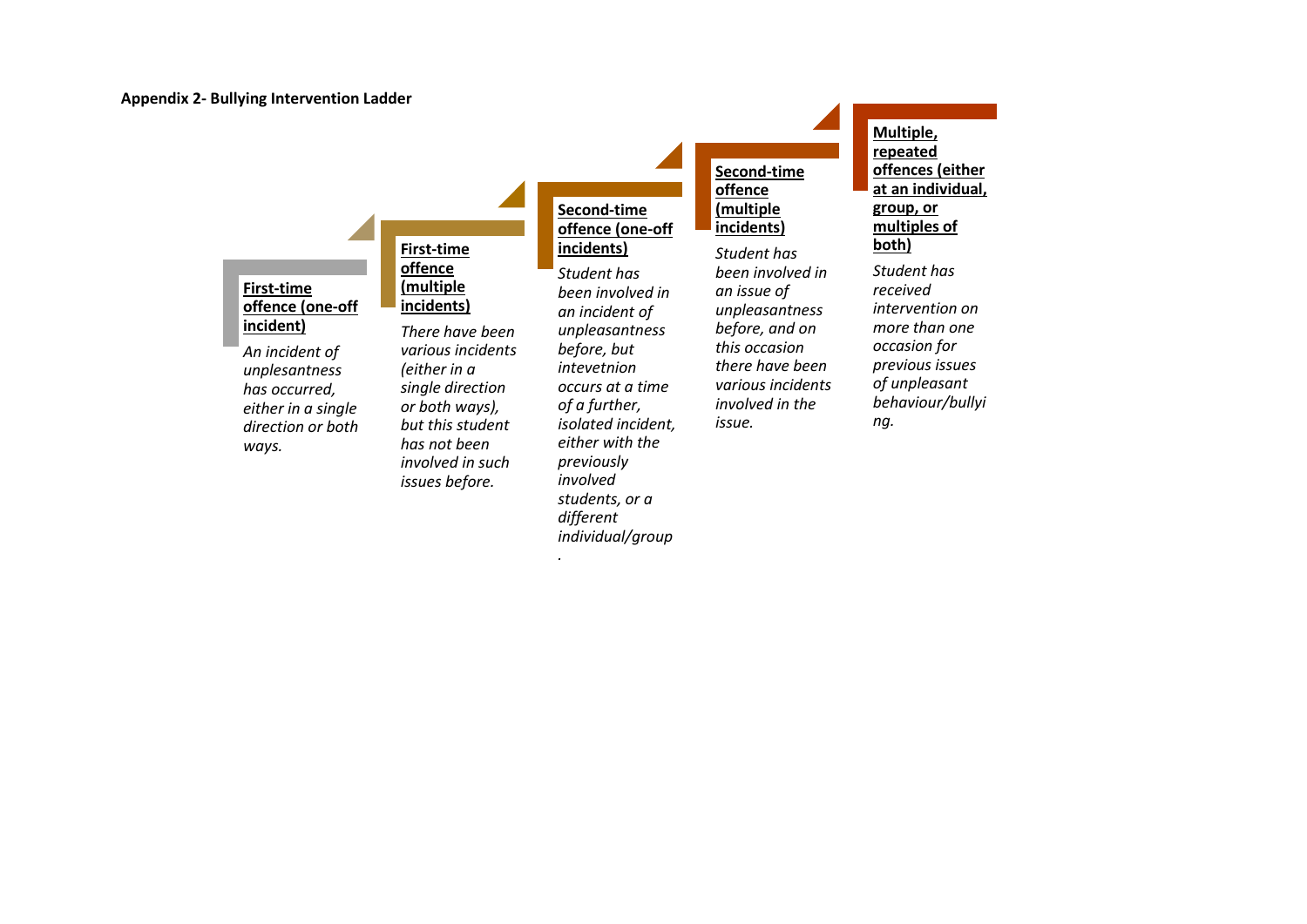**Appendix 2- Bullying Intervention Ladder**

**First-time offence (one-off incident)**

*An incident of unpleasantness has occurred, either in a single direction or both ways.*

**First-time offence (multiple incidents)**

*There have been various incidents (either in a single direction or both ways), but this student has not been involved in such issues before.*

**Second-time offence (one-off incidents)**

*Student has been involved in an incident of unpleasantness before, but intevetnion occurs at a time of a further, isolated incident, either with the previously involved students, or a different individual/group.*

**Second-time offence (multiple incidents)**

*Student has been involved in an issue of unpleasantness before, and on this occasion there have been various incidents involved in the issue.*

**Multiple, repeated offences (either at an individual, group, or multiples of both)**

*Student has received intervention on more than one occasion for previous issues of unpleasant behaviour/bullying.*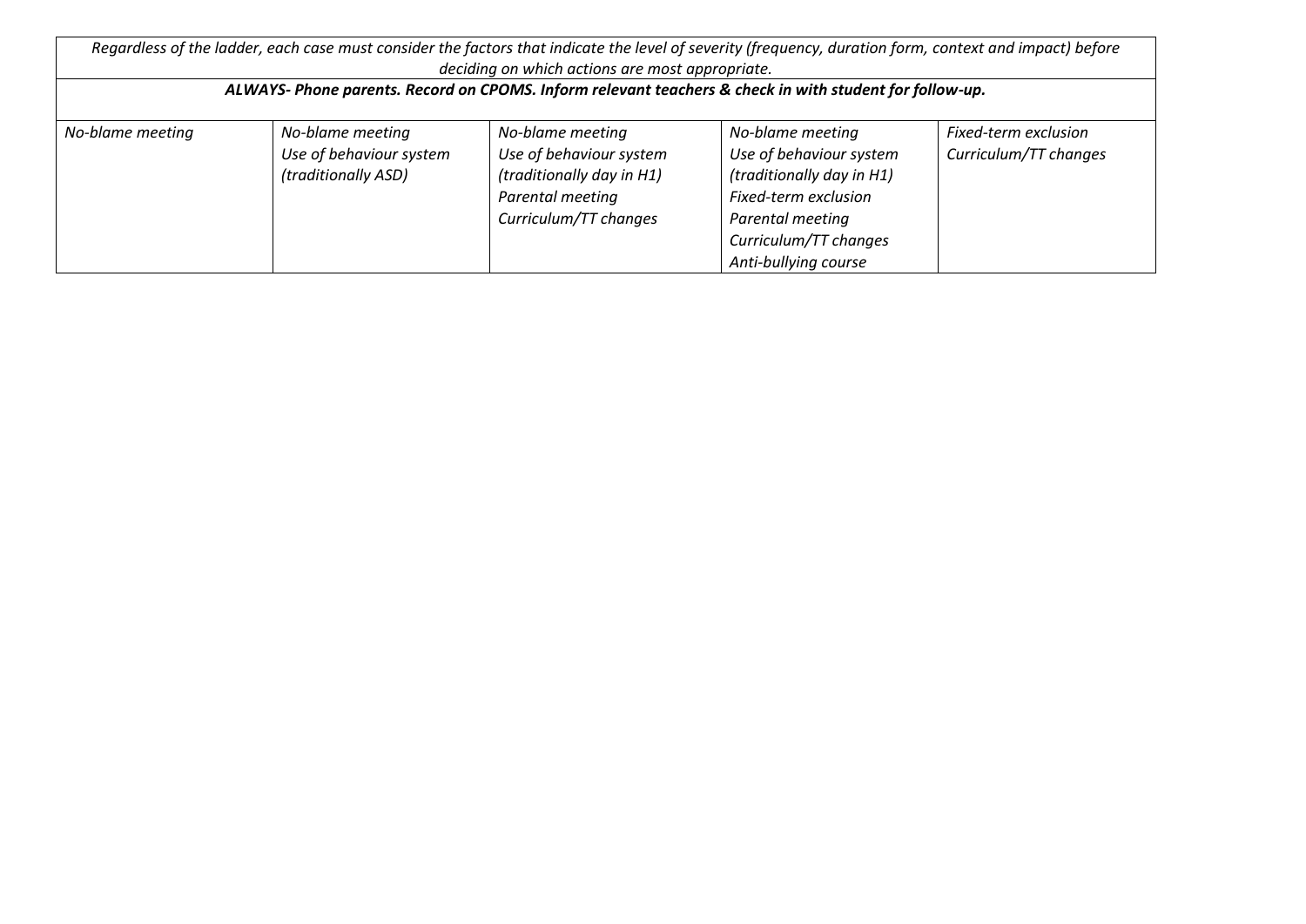| *Regardless of the ladder, each case must consider the factors that indicate the level of severity (frequency, duration form, context and impact) before deciding on which actions are most appropriate.* | | | | |
|---|---|---|---|---|
| ***ALWAYS- Phone parents. Record on CPOMS. Inform relevant teachers & check in with student for follow-up.*** | | | | |
| *No-blame meeting* | *No-blame meeting*<br>*Use of behaviour system (traditionally ASD)* | *No-blame meeting*<br>*Use of behaviour system (traditionally day in H1)*<br>*Parental meeting*<br>*Curriculum/TT changes* | *No-blame meeting*<br>*Use of behaviour system (traditionally day in H1)*<br>*Fixed-term exclusion*<br>*Parental meeting*<br>*Curriculum/TT changes*<br>*Anti-bullying course* | *Fixed-term exclusion*<br>*Curriculum/TT changes* |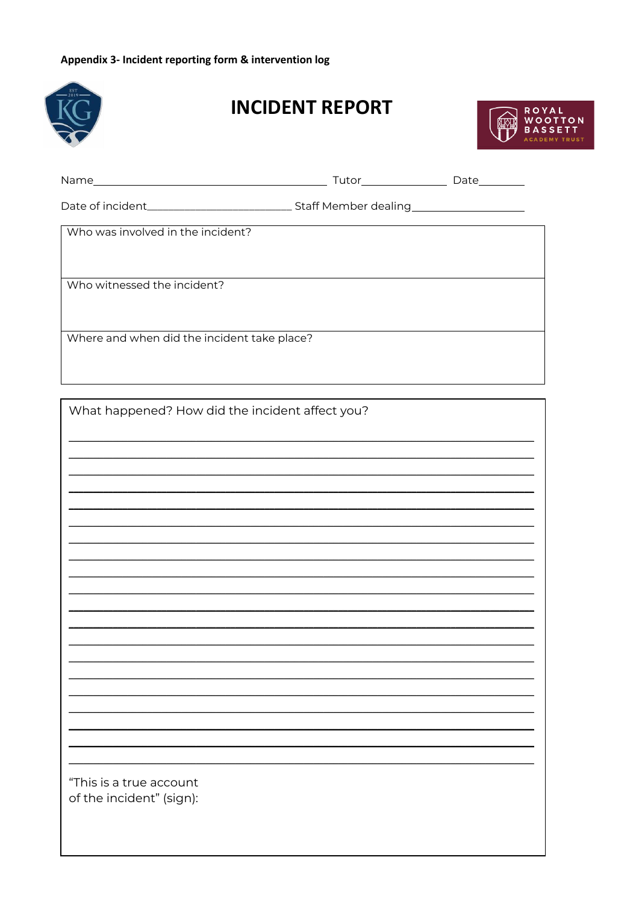**Appendix 3- Incident reporting form & intervention log**

# INCIDENT REPORT

Name\_\_\_\_\_\_\_\_\_\_\_\_\_\_\_\_\_\_\_\_\_\_\_\_\_\_\_\_\_\_\_\_\_\_\_\_\_\_\_\_ Tutor\_\_\_\_\_\_\_\_\_\_\_\_\_\_\_ Date\_\_\_\_\_\_\_\_

Date of incident\_\_\_\_\_\_\_\_\_\_\_\_\_\_\_\_\_\_\_\_\_\_\_\_\_ Staff Member dealing\_\_\_\_\_\_\_\_\_\_\_\_\_\_\_\_\_\_\_\_

| Who was involved in the incident? |
|---|
| Who witnessed the incident? |
| Where and when did the incident take place? |

What happened? How did the incident affect you?

\_\_\_\_\_\_\_\_\_\_\_\_\_\_\_\_\_\_\_\_\_\_\_\_\_\_\_\_\_\_\_\_\_\_\_\_\_\_\_\_\_\_\_\_\_\_\_\_\_\_\_\_\_\_\_\_\_\_\_\_\_\_\_\_\_\_\_\_\_\_\_\_\_\_\_\_

\_\_\_\_\_\_\_\_\_\_\_\_\_\_\_\_\_\_\_\_\_\_\_\_\_\_\_\_\_\_\_\_\_\_\_\_\_\_\_\_\_\_\_\_\_\_\_\_\_\_\_\_\_\_\_\_\_\_\_\_\_\_\_\_\_\_\_\_\_\_\_\_\_\_\_\_

\_\_\_\_\_\_\_\_\_\_\_\_\_\_\_\_\_\_\_\_\_\_\_\_\_\_\_\_\_\_\_\_\_\_\_\_\_\_\_\_\_\_\_\_\_\_\_\_\_\_\_\_\_\_\_\_\_\_\_\_\_\_\_\_\_\_\_\_\_\_\_\_\_\_\_\_

\_\_\_\_\_\_\_\_\_\_\_\_\_\_\_\_\_\_\_\_\_\_\_\_\_\_\_\_\_\_\_\_\_\_\_\_\_\_\_\_\_\_\_\_\_\_\_\_\_\_\_\_\_\_\_\_\_\_\_\_\_\_\_\_\_\_\_\_\_\_\_\_\_\_\_\_

\_\_\_\_\_\_\_\_\_\_\_\_\_\_\_\_\_\_\_\_\_\_\_\_\_\_\_\_\_\_\_\_\_\_\_\_\_\_\_\_\_\_\_\_\_\_\_\_\_\_\_\_\_\_\_\_\_\_\_\_\_\_\_\_\_\_\_\_\_\_\_\_\_\_\_\_

\_\_\_\_\_\_\_\_\_\_\_\_\_\_\_\_\_\_\_\_\_\_\_\_\_\_\_\_\_\_\_\_\_\_\_\_\_\_\_\_\_\_\_\_\_\_\_\_\_\_\_\_\_\_\_\_\_\_\_\_\_\_\_\_\_\_\_\_\_\_\_\_\_\_\_\_

\_\_\_\_\_\_\_\_\_\_\_\_\_\_\_\_\_\_\_\_\_\_\_\_\_\_\_\_\_\_\_\_\_\_\_\_\_\_\_\_\_\_\_\_\_\_\_\_\_\_\_\_\_\_\_\_\_\_\_\_\_\_\_\_\_\_\_\_\_\_\_\_\_\_\_\_

\_\_\_\_\_\_\_\_\_\_\_\_\_\_\_\_\_\_\_\_\_\_\_\_\_\_\_\_\_\_\_\_\_\_\_\_\_\_\_\_\_\_\_\_\_\_\_\_\_\_\_\_\_\_\_\_\_\_\_\_\_\_\_\_\_\_\_\_\_\_\_\_\_\_\_\_

"This is a true account of the incident" (sign):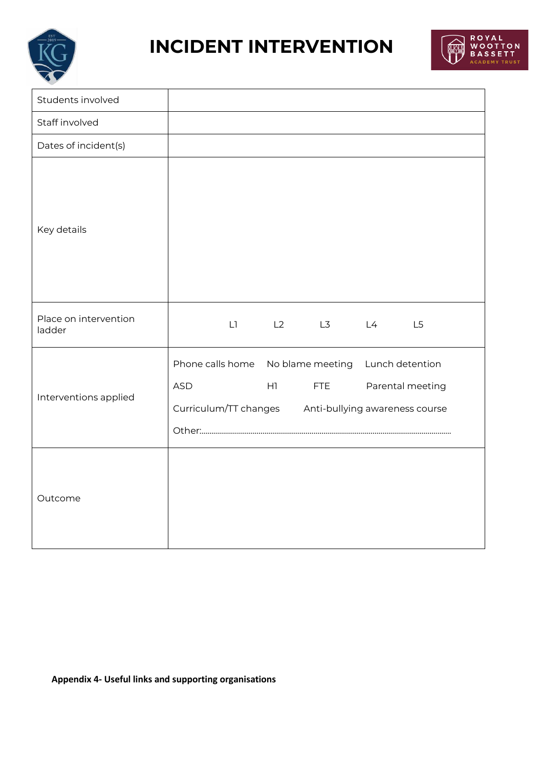# INCIDENT INTERVENTION

| Students involved | |
|---|---|
| Staff involved | |
| Dates of incident(s) | |
| Key details | |
| Place on intervention ladder | L1 L2 L3 L4 L5 |
| Interventions applied | Phone calls home No blame meeting Lunch detention<br>ASD H1 FTE Parental meeting<br>Curriculum/TT changes Anti-bullying awareness course<br>Other:............................................................................................................................ |
| Outcome | |

**Appendix 4- Useful links and supporting organisations**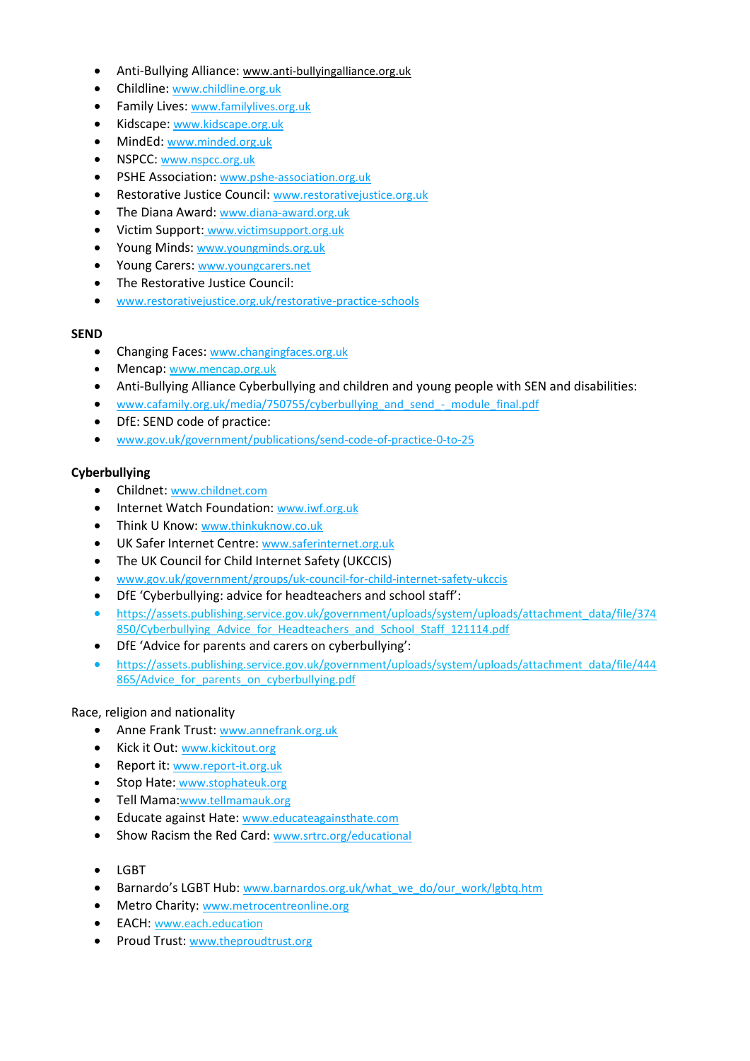- Anti-Bullying Alliance: www.anti-bullyingalliance.org.uk
- Childline: www.childline.org.uk
- Family Lives: www.familylives.org.uk
- Kidscape: www.kidscape.org.uk
- MindEd: www.minded.org.uk
- NSPCC: www.nspcc.org.uk
- PSHE Association: www.pshe-association.org.uk
- Restorative Justice Council: www.restorativejustice.org.uk
- The Diana Award: www.diana-award.org.uk
- Victim Support: www.victimsupport.org.uk
- Young Minds: www.youngminds.org.uk
- Young Carers: www.youngcarers.net
- The Restorative Justice Council:
- www.restorativejustice.org.uk/restorative-practice-schools

**SEND**

- Changing Faces: www.changingfaces.org.uk
- Mencap: www.mencap.org.uk
- Anti-Bullying Alliance Cyberbullying and children and young people with SEN and disabilities:
- www.cafamily.org.uk/media/750755/cyberbullying_and_send_-_module_final.pdf
- DfE: SEND code of practice:
- www.gov.uk/government/publications/send-code-of-practice-0-to-25

**Cyberbullying**

- Childnet: www.childnet.com
- Internet Watch Foundation: www.iwf.org.uk
- Think U Know: www.thinkuknow.co.uk
- UK Safer Internet Centre: www.saferinternet.org.uk
- The UK Council for Child Internet Safety (UKCCIS)
- www.gov.uk/government/groups/uk-council-for-child-internet-safety-ukccis
- DfE 'Cyberbullying: advice for headteachers and school staff':
- https://assets.publishing.service.gov.uk/government/uploads/system/uploads/attachment_data/file/374850/Cyberbullying_Advice_for_Headteachers_and_School_Staff_121114.pdf
- DfE 'Advice for parents and carers on cyberbullying':
- https://assets.publishing.service.gov.uk/government/uploads/system/uploads/attachment_data/file/444865/Advice_for_parents_on_cyberbullying.pdf

Race, religion and nationality

- Anne Frank Trust: www.annefrank.org.uk
- Kick it Out: www.kickitout.org
- Report it: www.report-it.org.uk
- Stop Hate: www.stophateuk.org
- Tell Mama:www.tellmamauk.org
- Educate against Hate: www.educateagainsthate.com
- Show Racism the Red Card: www.srtrc.org/educational

- LGBT
- Barnardo's LGBT Hub: www.barnardos.org.uk/what_we_do/our_work/lgbtq.htm
- Metro Charity: www.metrocentreonline.org
- EACH: www.each.education
- Proud Trust: www.theproudtrust.org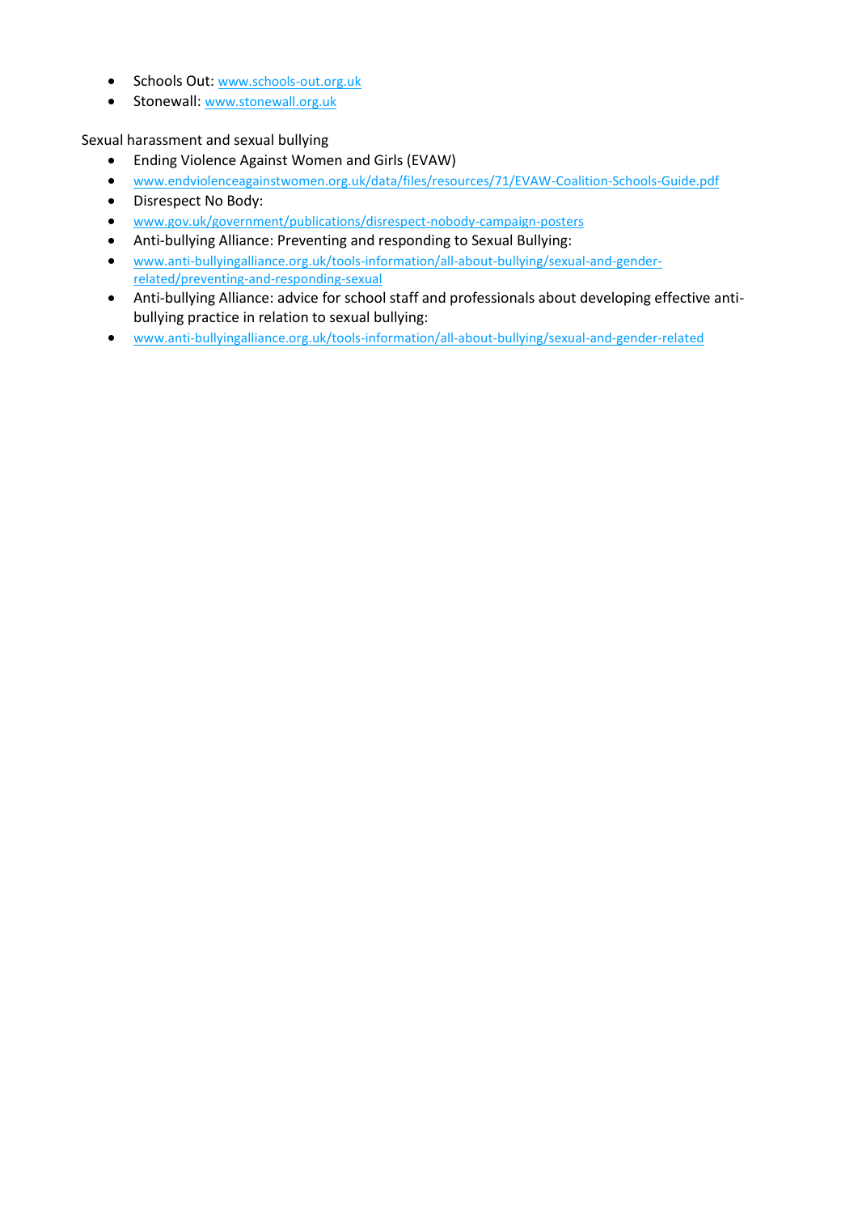- Schools Out: www.schools-out.org.uk
- Stonewall: www.stonewall.org.uk

Sexual harassment and sexual bullying

- Ending Violence Against Women and Girls (EVAW)
- www.endviolenceagainstwomen.org.uk/data/files/resources/71/EVAW-Coalition-Schools-Guide.pdf
- Disrespect No Body:
- www.gov.uk/government/publications/disrespect-nobody-campaign-posters
- Anti-bullying Alliance: Preventing and responding to Sexual Bullying:
- www.anti-bullyingalliance.org.uk/tools-information/all-about-bullying/sexual-and-gender-related/preventing-and-responding-sexual
- Anti-bullying Alliance: advice for school staff and professionals about developing effective anti-bullying practice in relation to sexual bullying:
- www.anti-bullyingalliance.org.uk/tools-information/all-about-bullying/sexual-and-gender-related